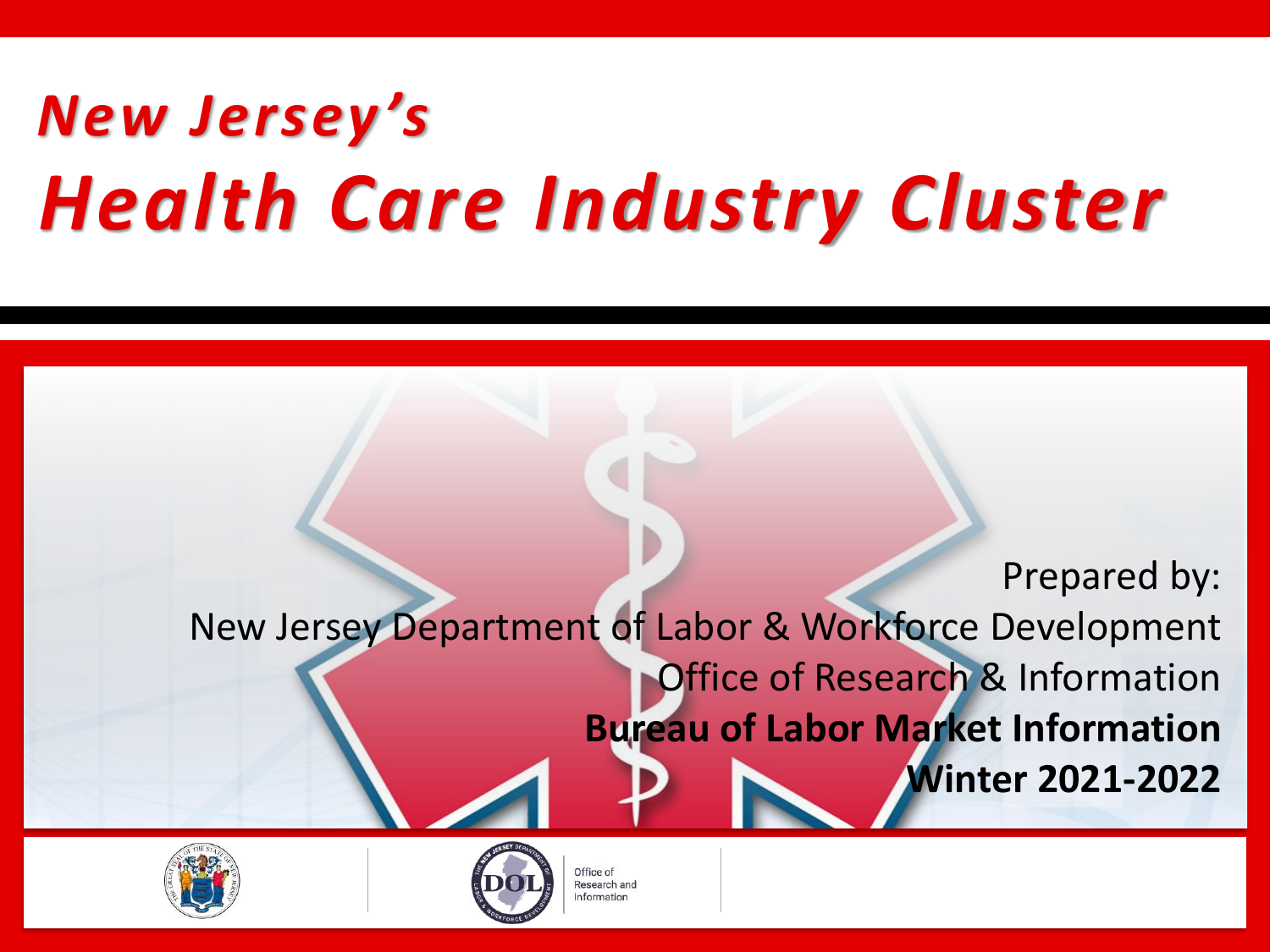# *New Jersey's*
# *Health Care Industry Cluster*

Prepared by:

New Jersey Department of Labor & Workforce Development

Office of Research & Information

**Bureau of Labor Market Information**

**Winter 2021-2022**

Office of Research and Information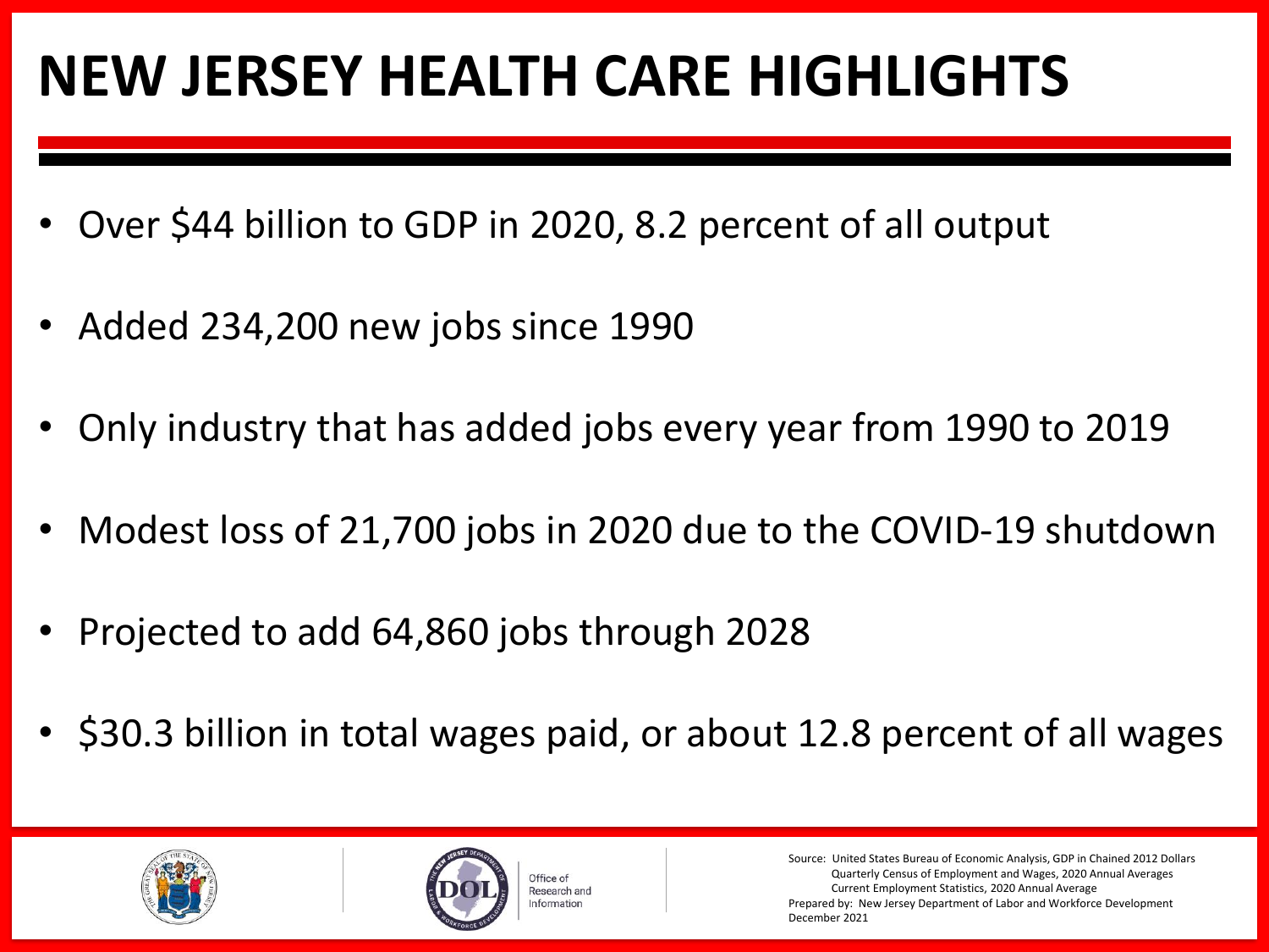# NEW JERSEY HEALTH CARE HIGHLIGHTS

- Over $44 billion to GDP in 2020, 8.2 percent of all output
- Added 234,200 new jobs since 1990
- Only industry that has added jobs every year from 1990 to 2019
- Modest loss of 21,700 jobs in 2020 due to the COVID-19 shutdown
- Projected to add 64,860 jobs through 2028
- $30.3 billion in total wages paid, or about 12.8 percent of all wages

Office of Research and Information

Source: United States Bureau of Economic Analysis, GDP in Chained 2012 Dollars
Quarterly Census of Employment and Wages, 2020 Annual Averages
Current Employment Statistics, 2020 Annual Average
Prepared by: New Jersey Department of Labor and Workforce Development
December 2021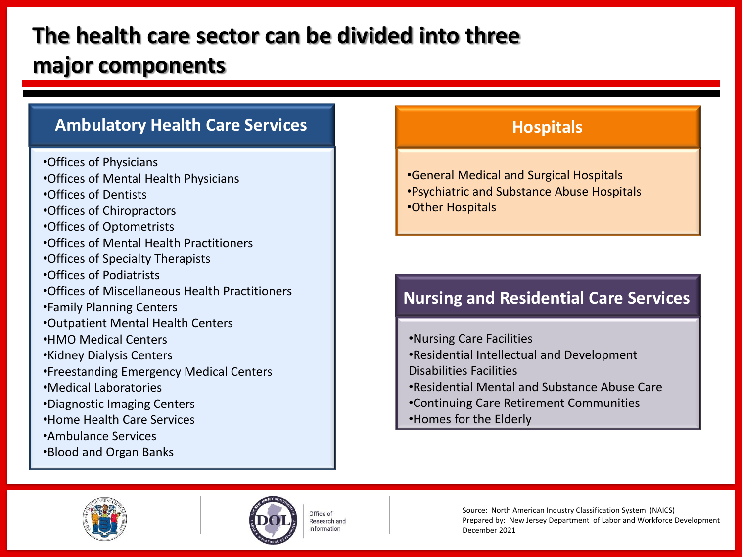# The health care sector can be divided into three major components

## Ambulatory Health Care Services

- Offices of Physicians
- Offices of Mental Health Physicians
- Offices of Dentists
- Offices of Chiropractors
- Offices of Optometrists
- Offices of Mental Health Practitioners
- Offices of Specialty Therapists
- Offices of Podiatrists
- Offices of Miscellaneous Health Practitioners
- Family Planning Centers
- Outpatient Mental Health Centers
- HMO Medical Centers
- Kidney Dialysis Centers
- Freestanding Emergency Medical Centers
- Medical Laboratories
- Diagnostic Imaging Centers
- Home Health Care Services
- Ambulance Services
- Blood and Organ Banks

## Hospitals

- General Medical and Surgical Hospitals
- Psychiatric and Substance Abuse Hospitals
- Other Hospitals

## Nursing and Residential Care Services

- Nursing Care Facilities
- Residential Intellectual and Development Disabilities Facilities
- Residential Mental and Substance Abuse Care
- Continuing Care Retirement Communities
- Homes for the Elderly

Office of Research and Information

Source: North American Industry Classification System (NAICS)
Prepared by: New Jersey Department of Labor and Workforce Development
December 2021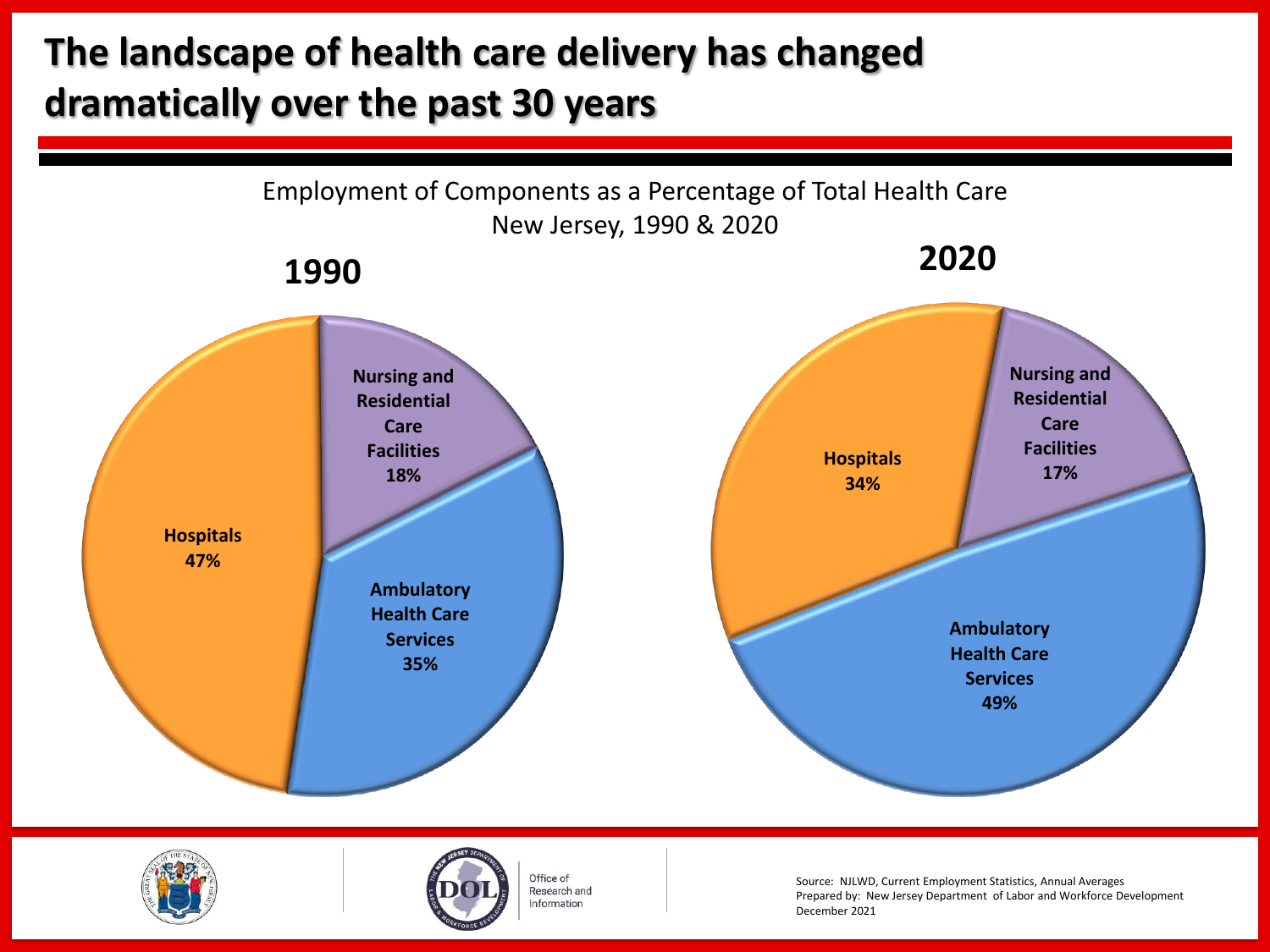# The landscape of health care delivery has changed dramatically over the past 30 years

Employment of Components as a Percentage of Total Health Care
New Jersey, 1990 & 2020

**1990**

| Component | Percentage |
| --- | --- |
| Hospitals | 47% |
| Nursing and Residential Care Facilities | 18% |
| Ambulatory Health Care Services | 35% |

**2020**

| Component | Percentage |
| --- | --- |
| Hospitals | 34% |
| Nursing and Residential Care Facilities | 17% |
| Ambulatory Health Care Services | 49% |

Office of Research and Information

Source: NJLWD, Current Employment Statistics, Annual Averages
Prepared by: New Jersey Department of Labor and Workforce Development
December 2021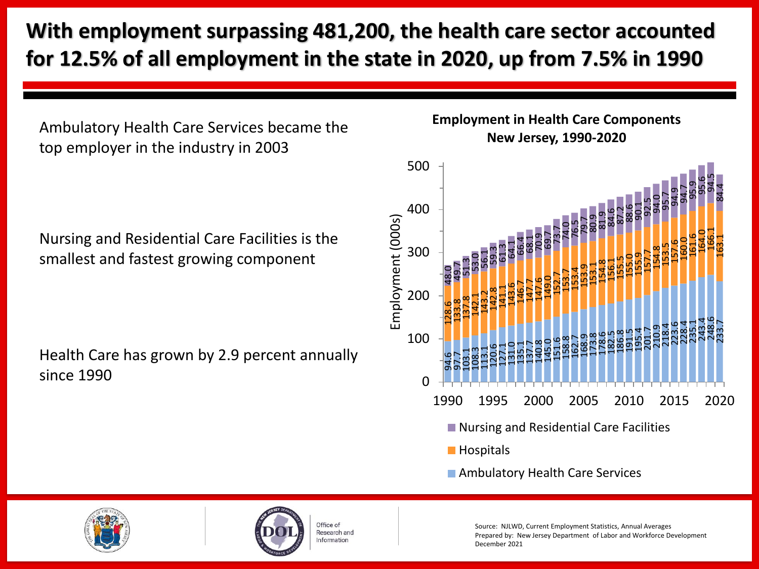# With employment surpassing 481,200, the health care sector accounted for 12.5% of all employment in the state in 2020, up from 7.5% in 1990

Ambulatory Health Care Services became the top employer in the industry in 2003

Nursing and Residential Care Facilities is the smallest and fastest growing component

Health Care has grown by 2.9 percent annually since 1990

**Employment in Health Care Components**
**New Jersey, 1990-2020**

Employment (000s)

| Year | Ambulatory Health Care Services | Hospitals | Nursing and Residential Care Facilities |
|---|---|---|---|
| 1990 | 94.6 | 128.6 | 48.0 |
| 1991 | 97.7 | 133.8 | 49.7 |
| 1992 | 103.1 | 137.8 | 51.3 |
| 1993 | 108.3 | 142.1 | 53.0 |
| 1994 | 113.1 | 143.2 | 56.1 |
| 1995 | 120.6 | 142.8 | 59.3 |
| 1996 | 127.1 | 141.1 | 61.3 |
| 1997 | 131.0 | 143.6 | 64.1 |
| 1998 | 135.1 | 146.7 | 66.4 |
| 1999 | 137.7 | 147.7 | 68.1 |
| 2000 | 140.8 | 147.6 | 70.9 |
| 2001 | 145.0 | 149.0 | 69.7 |
| 2002 | 151.6 | 152.7 | 73.7 |
| 2003 | 158.8 | 153.7 | 74.0 |
| 2004 | 162.7 | 153.4 | 76.5 |
| 2005 | 168.9 | 153.9 | 79.7 |
| 2006 | 173.8 | 153.1 | 80.9 |
| 2007 | 178.6 | 154.8 | 81.9 |
| 2008 | 182.5 | 156.1 | 84.6 |
| 2009 | 186.8 | 155.5 | 87.2 |
| 2010 | 191.5 | 155.0 | 88.6 |
| 2011 | 195.4 | 155.9 | 90.1 |
| 2012 | 201.7 | 157.7 | 92.5 |
| 2013 | 210.9 | 154.8 | 94.0 |
| 2014 | 218.4 | 153.5 | 95.7 |
| 2015 | 223.6 | 157.6 | 94.9 |
| 2016 | 228.4 | 160.0 | 94.7 |
| 2017 | 235.1 | 161.6 | 95.9 |
| 2018 | 243.4 | 164.0 | 95.6 |
| 2019 | 248.6 | 166.1 | 94.5 |
| 2020 | 233.7 | 163.1 | 84.4 |

Source: NJLWD, Current Employment Statistics, Annual Averages
Prepared by: New Jersey Department of Labor and Workforce Development
December 2021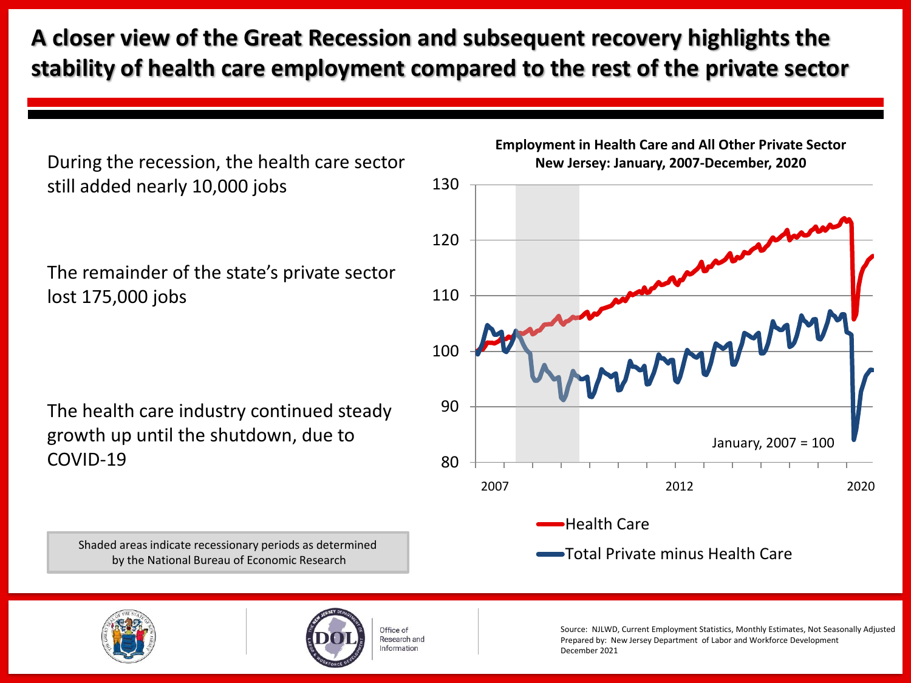# A closer view of the Great Recession and subsequent recovery highlights the stability of health care employment compared to the rest of the private sector

During the recession, the health care sector still added nearly 10,000 jobs

The remainder of the state's private sector lost 175,000 jobs

The health care industry continued steady growth up until the shutdown, due to COVID-19

Shaded areas indicate recessionary periods as determined by the National Bureau of Economic Research

**Employment in Health Care and All Other Private Sector**
**New Jersey: January, 2007-December, 2020**

January, 2007 = 100

- Health Care
- Total Private minus Health Care

Source: NJLWD, Current Employment Statistics, Monthly Estimates, Not Seasonally Adjusted
Prepared by: New Jersey Department of Labor and Workforce Development
December 2021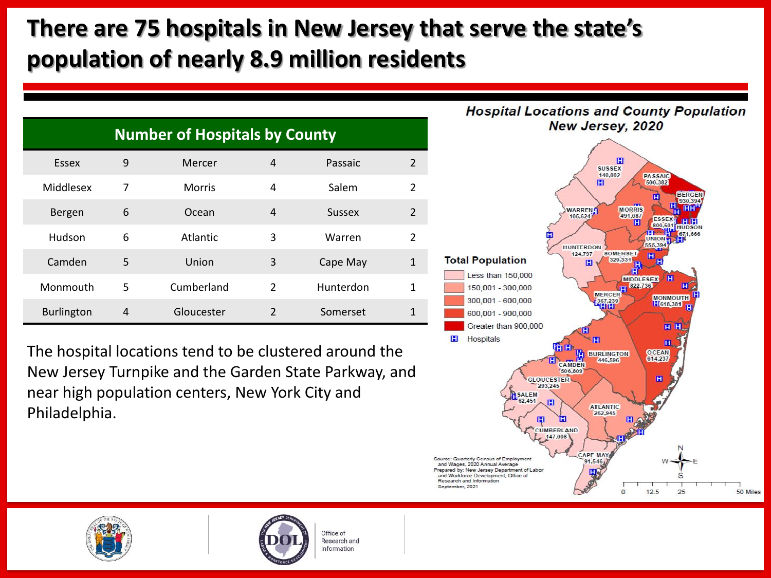# There are 75 hospitals in New Jersey that serve the state's population of nearly 8.9 million residents

| Number of Hospitals by County | | | | | |
|---|---|---|---|---|---|
| Essex | 9 | Mercer | 4 | Passaic | 2 |
| Middlesex | 7 | Morris | 4 | Salem | 2 |
| Bergen | 6 | Ocean | 4 | Sussex | 2 |
| Hudson | 6 | Atlantic | 3 | Warren | 2 |
| Camden | 5 | Union | 3 | Cape May | 1 |
| Monmouth | 5 | Cumberland | 2 | Hunterdon | 1 |
| Burlington | 4 | Gloucester | 2 | Somerset | 1 |

The hospital locations tend to be clustered around the New Jersey Turnpike and the Garden State Parkway, and near high population centers, New York City and Philadelphia.

**Hospital Locations and County Population New Jersey, 2020**

Total Population
- Less than 150,000
- 150,001 - 300,000
- 300,001 - 600,000
- 600,001 - 900,000
- Greater than 900,000
- Hospitals

SUSSEX 140,002; PASSAIC 500,382; BERGEN 930,394; WARREN 105,624; MORRIS 491,087; ESSEX 800,501; HUDSON 671,666; UNION 555,394; HUNTERDON 124,797; SOMERSET 329,331; MIDDLESEX 822,736; MERCER 367,239; MONMOUTH 618,381; BURLINGTON 446,596; OCEAN 614,237; CAMDEN 506,809; GLOUCESTER 293,245; SALEM 62,451; ATLANTIC 262,945; CUMBERLAND 147,008; CAPE MAY 91,546

Source: Quarterly Census of Employment and Wages, 2020 Annual Average
Prepared by: New Jersey Department of Labor and Workforce Development, Office of Research and Information
September, 2021

0 12.5 25 50 Miles

Office of Research and Information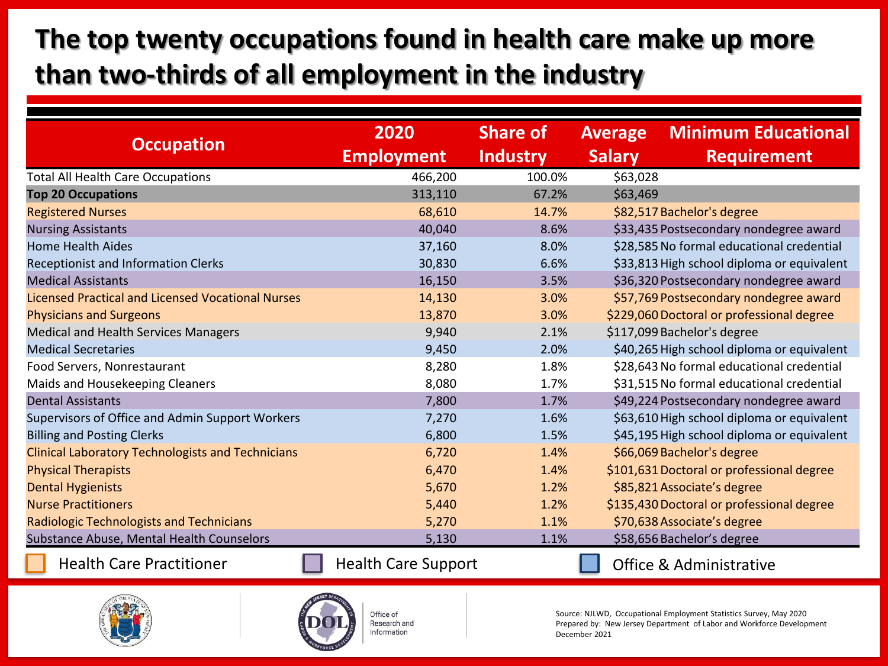# The top twenty occupations found in health care make up more than two-thirds of all employment in the industry

| Occupation | 2020 Employment | Share of Industry | Average Salary | Minimum Educational Requirement |
|---|---|---|---|---|
| Total All Health Care Occupations | 466,200 | 100.0% | $63,028 | |
| **Top 20 Occupations** | 313,110 | 67.2% | $63,469 | |
| Registered Nurses | 68,610 | 14.7% | $82,517 | Bachelor's degree |
| Nursing Assistants | 40,040 | 8.6% | $33,435 | Postsecondary nondegree award |
| Home Health Aides | 37,160 | 8.0% | $28,585 | No formal educational credential |
| Receptionist and Information Clerks | 30,830 | 6.6% | $33,813 | High school diploma or equivalent |
| Medical Assistants | 16,150 | 3.5% | $36,320 | Postsecondary nondegree award |
| Licensed Practical and Licensed Vocational Nurses | 14,130 | 3.0% | $57,769 | Postsecondary nondegree award |
| Physicians and Surgeons | 13,870 | 3.0% | $229,060 | Doctoral or professional degree |
| Medical and Health Services Managers | 9,940 | 2.1% | $117,099 | Bachelor's degree |
| Medical Secretaries | 9,450 | 2.0% | $40,265 | High school diploma or equivalent |
| Food Servers, Nonrestaurant | 8,280 | 1.8% | $28,643 | No formal educational credential |
| Maids and Housekeeping Cleaners | 8,080 | 1.7% | $31,515 | No formal educational credential |
| Dental Assistants | 7,800 | 1.7% | $49,224 | Postsecondary nondegree award |
| Supervisors of Office and Admin Support Workers | 7,270 | 1.6% | $63,610 | High school diploma or equivalent |
| Billing and Posting Clerks | 6,800 | 1.5% | $45,195 | High school diploma or equivalent |
| Clinical Laboratory Technologists and Technicians | 6,720 | 1.4% | $66,069 | Bachelor's degree |
| Physical Therapists | 6,470 | 1.4% | $101,631 | Doctoral or professional degree |
| Dental Hygienists | 5,670 | 1.2% | $85,821 | Associate's degree |
| Nurse Practitioners | 5,440 | 1.2% | $135,430 | Doctoral or professional degree |
| Radiologic Technologists and Technicians | 5,270 | 1.1% | $70,638 | Associate's degree |
| Substance Abuse, Mental Health Counselors | 5,130 | 1.1% | $58,656 | Bachelor's degree |

Health Care Practitioner | Health Care Support | Office & Administrative

Office of Research and Information

Source: NJLWD, Occupational Employment Statistics Survey, May 2020
Prepared by: New Jersey Department of Labor and Workforce Development
December 2021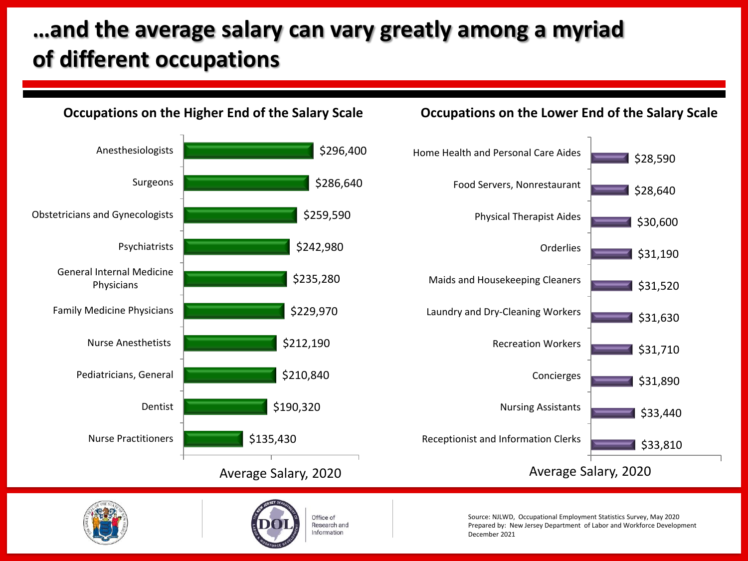# …and the average salary can vary greatly among a myriad of different occupations

### Occupations on the Higher End of the Salary Scale

Anesthesiologists $296,400
Surgeons $286,640
Obstetricians and Gynecologists $259,590
Psychiatrists $242,980
General Internal Medicine Physicians $235,280
Family Medicine Physicians $229,970
Nurse Anesthetists $212,190
Pediatricians, General $210,840
Dentist $190,320
Nurse Practitioners $135,430

Average Salary, 2020

### Occupations on the Lower End of the Salary Scale

Home Health and Personal Care Aides $28,590
Food Servers, Nonrestaurant $28,640
Physical Therapist Aides $30,600
Orderlies $31,190
Maids and Housekeeping Cleaners $31,520
Laundry and Dry-Cleaning Workers $31,630
Recreation Workers $31,710
Concierges $31,890
Nursing Assistants $33,440
Receptionist and Information Clerks $33,810

Average Salary, 2020

Office of Research and Information

Source: NJLWD, Occupational Employment Statistics Survey, May 2020
Prepared by: New Jersey Department of Labor and Workforce Development
December 2021